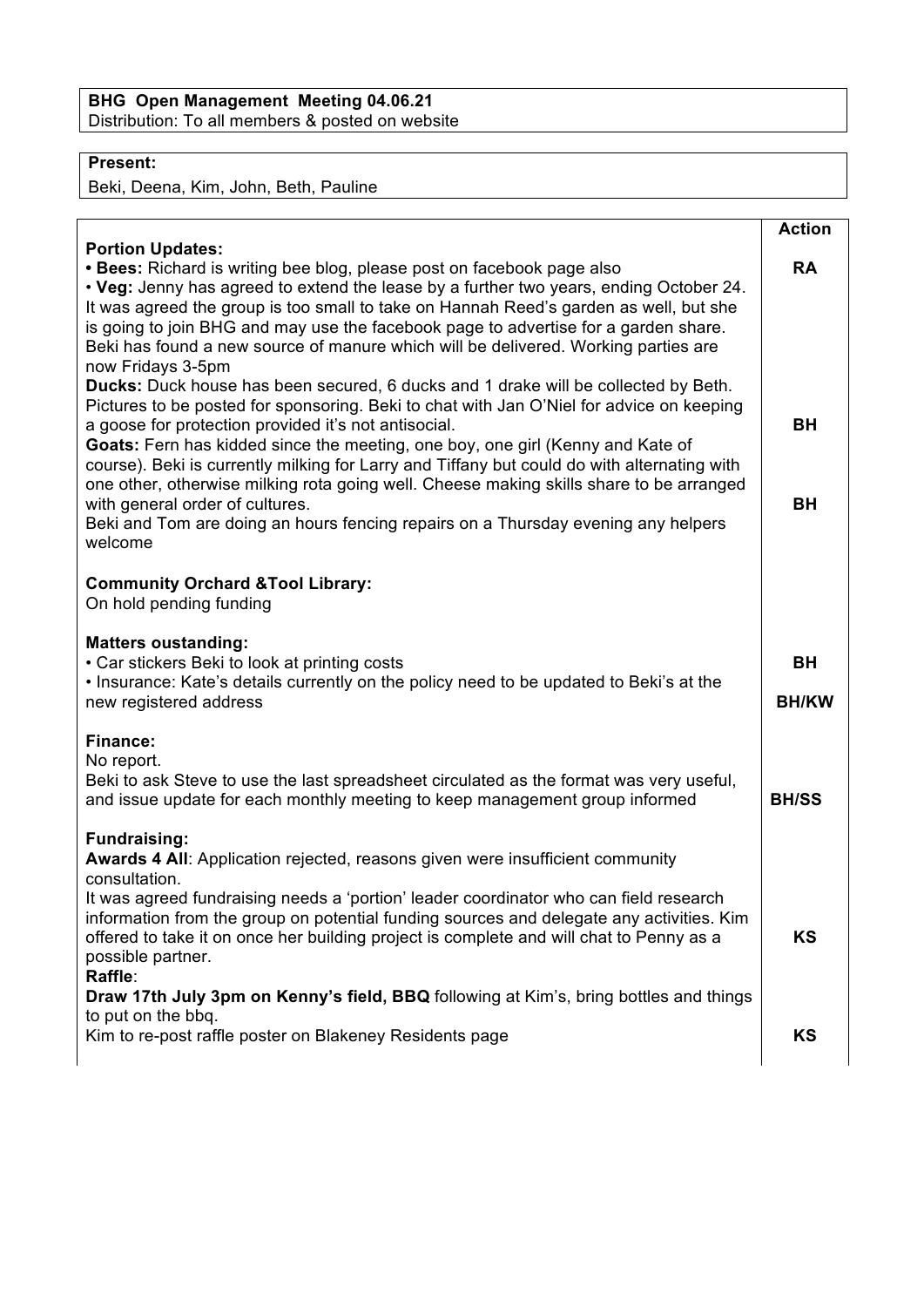**BHG Open Management Meeting 04.06.21**
Distribution: To all members & posted on website

**Present:**
Beki, Deena, Kim, John, Beth, Pauline

| | **Action** |
|---|---|
| **Portion Updates:** | |
| • **Bees:** Richard is writing bee blog, please post on facebook page also | **RA** |
| • **Veg:** Jenny has agreed to extend the lease by a further two years, ending October 24. It was agreed the group is too small to take on Hannah Reed's garden as well, but she is going to join BHG and may use the facebook page to advertise for a garden share. Beki has found a new source of manure which will be delivered. Working parties are now Fridays 3-5pm | |
| **Ducks:** Duck house has been secured, 6 ducks and 1 drake will be collected by Beth. Pictures to be posted for sponsoring. Beki to chat with Jan O'Niel for advice on keeping a goose for protection provided it's not antisocial. | **BH** |
| **Goats:** Fern has kidded since the meeting, one boy, one girl (Kenny and Kate of course). Beki is currently milking for Larry and Tiffany but could do with alternating with one other, otherwise milking rota going well. Cheese making skills share to be arranged with general order of cultures. | **BH** |
| Beki and Tom are doing an hours fencing repairs on a Thursday evening any helpers welcome | |
| **Community Orchard &Tool Library:** | |
| On hold pending funding | |
| **Matters oustanding:** | |
| • Car stickers Beki to look at printing costs | **BH** |
| • Insurance: Kate's details currently on the policy need to be updated to Beki's at the new registered address | **BH/KW** |
| **Finance:** | |
| No report. | |
| Beki to ask Steve to use the last spreadsheet circulated as the format was very useful, and issue update for each monthly meeting to keep management group informed | **BH/SS** |
| **Fundraising:** | |
| **Awards 4 All**: Application rejected, reasons given were insufficient community consultation. | |
| It was agreed fundraising needs a 'portion' leader coordinator who can field research information from the group on potential funding sources and delegate any activities. Kim offered to take it on once her building project is complete and will chat to Penny as a possible partner. | **KS** |
| **Raffle**: | |
| **Draw 17th July 3pm on Kenny's field, BBQ** following at Kim's, bring bottles and things to put on the bbq. | |
| Kim to re-post raffle poster on Blakeney Residents page | **KS** |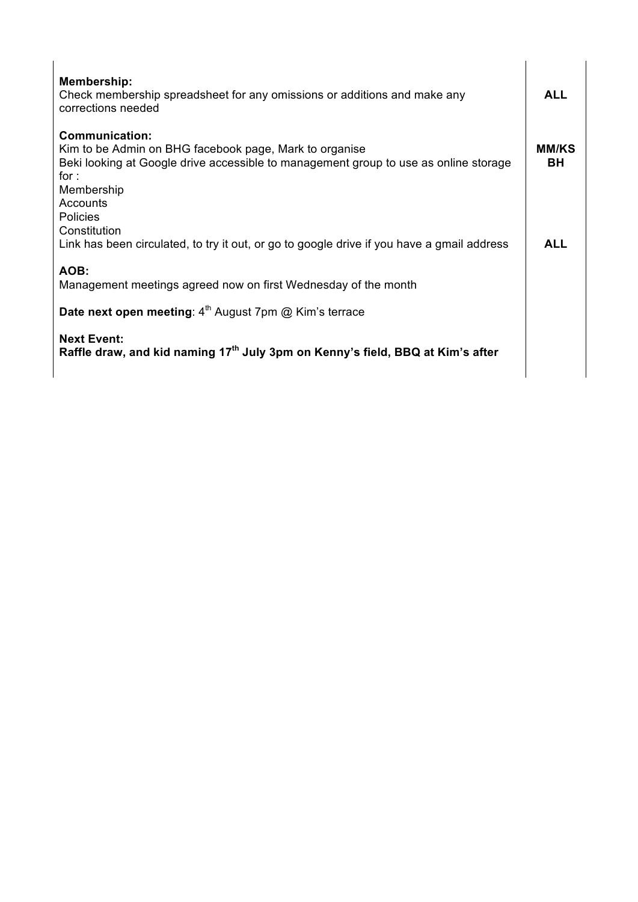| | |
|---|---|
| **Membership:**<br>Check membership spreadsheet for any omissions or additions and make any corrections needed | **ALL** |
| **Communication:**<br>Kim to be Admin on BHG facebook page, Mark to organise<br>Beki looking at Google drive accessible to management group to use as online storage for :<br>Membership<br>Accounts<br>Policies<br>Constitution<br>Link has been circulated, to try it out, or go to google drive if you have a gmail address | **MM/KS**<br>**BH**<br><br><br><br><br><br>**ALL** |
| **AOB:**<br>Management meetings agreed now on first Wednesday of the month | |
| **Date next open meeting**: 4th August 7pm @ Kim's terrace | |
| **Next Event:**<br>**Raffle draw, and kid naming 17th July 3pm on Kenny's field, BBQ at Kim's after** | |